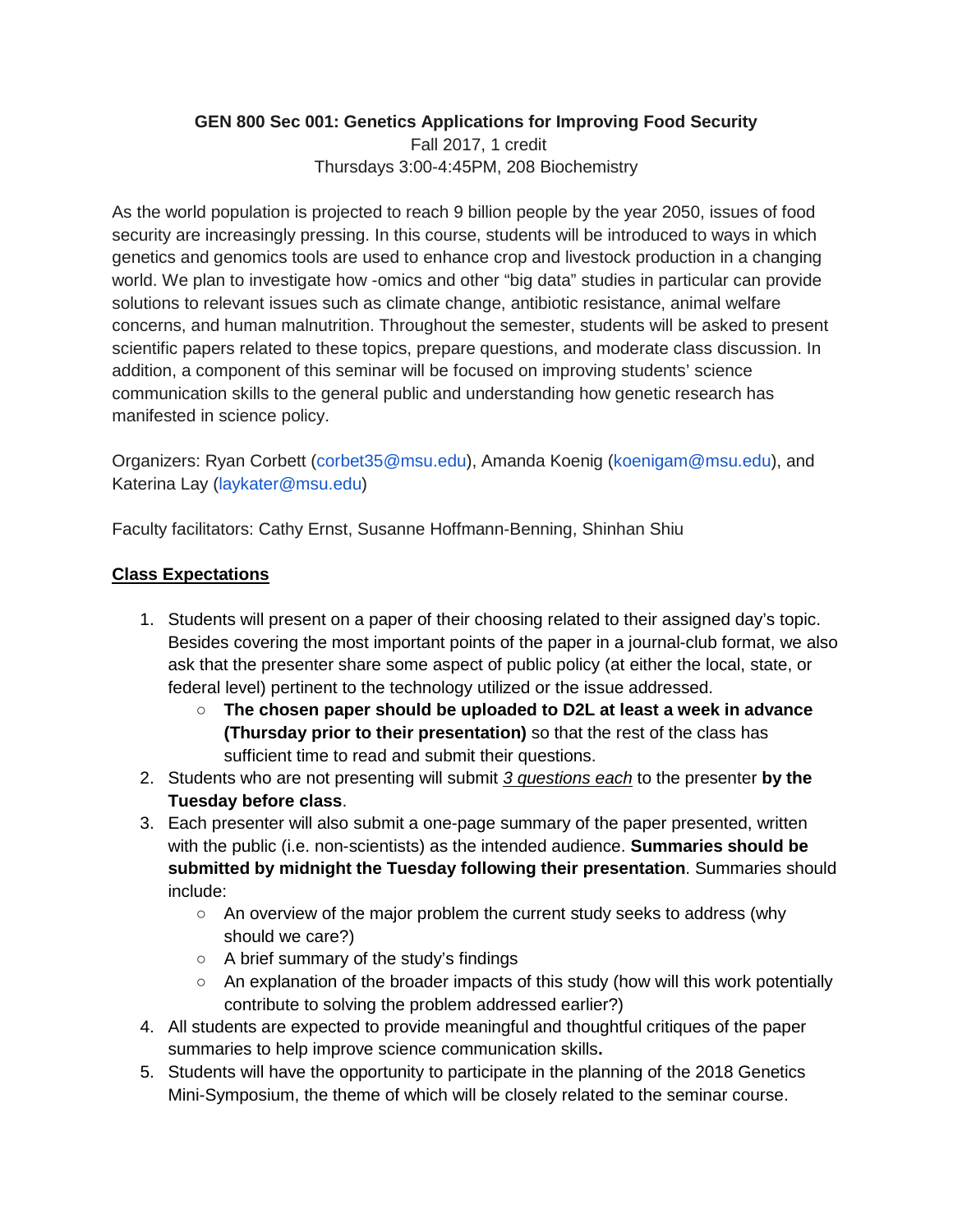**GEN 800 Sec 001: Genetics Applications for Improving Food Security**
Fall 2017, 1 credit
Thursdays 3:00-4:45PM, 208 Biochemistry

As the world population is projected to reach 9 billion people by the year 2050, issues of food security are increasingly pressing. In this course, students will be introduced to ways in which genetics and genomics tools are used to enhance crop and livestock production in a changing world. We plan to investigate how -omics and other "big data" studies in particular can provide solutions to relevant issues such as climate change, antibiotic resistance, animal welfare concerns, and human malnutrition. Throughout the semester, students will be asked to present scientific papers related to these topics, prepare questions, and moderate class discussion. In addition, a component of this seminar will be focused on improving students' science communication skills to the general public and understanding how genetic research has manifested in science policy.

Organizers: Ryan Corbett (corbet35@msu.edu), Amanda Koenig (koenigam@msu.edu), and Katerina Lay (laykater@msu.edu)

Faculty facilitators: Cathy Ernst, Susanne Hoffmann-Benning, Shinhan Shiu

## Class Expectations

1. Students will present on a paper of their choosing related to their assigned day's topic. Besides covering the most important points of the paper in a journal-club format, we also ask that the presenter share some aspect of public policy (at either the local, state, or federal level) pertinent to the technology utilized or the issue addressed.
   - **The chosen paper should be uploaded to D2L at least a week in advance (Thursday prior to their presentation)** so that the rest of the class has sufficient time to read and submit their questions.
2. Students who are not presenting will submit *3 questions each* to the presenter **by the Tuesday before class**.
3. Each presenter will also submit a one-page summary of the paper presented, written with the public (i.e. non-scientists) as the intended audience. **Summaries should be submitted by midnight the Tuesday following their presentation**. Summaries should include:
   - An overview of the major problem the current study seeks to address (why should we care?)
   - A brief summary of the study's findings
   - An explanation of the broader impacts of this study (how will this work potentially contribute to solving the problem addressed earlier?)
4. All students are expected to provide meaningful and thoughtful critiques of the paper summaries to help improve science communication skills**.**
5. Students will have the opportunity to participate in the planning of the 2018 Genetics Mini-Symposium, the theme of which will be closely related to the seminar course.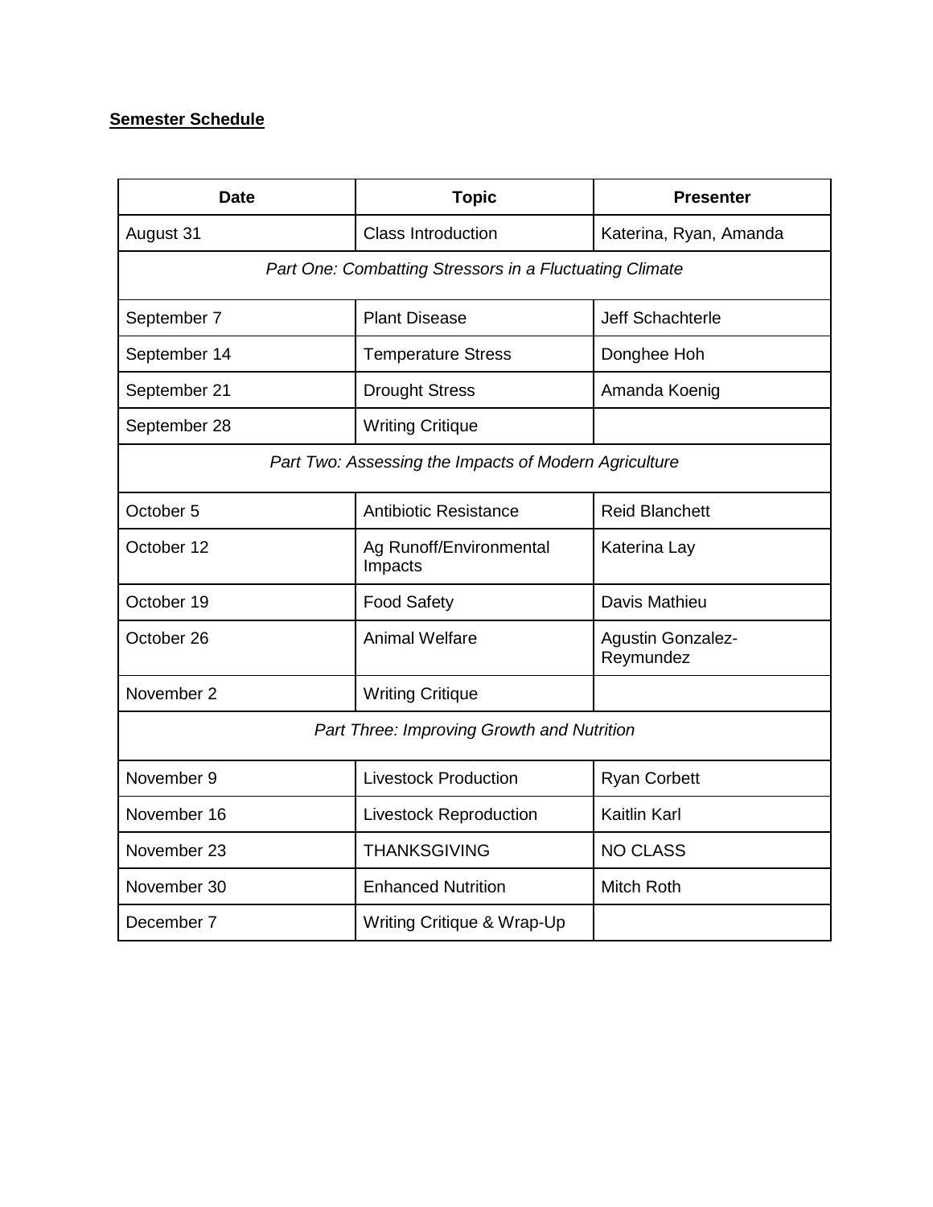**Semester Schedule**

| Date | Topic | Presenter |
|---|---|---|
| August 31 | Class Introduction | Katerina, Ryan, Amanda |
| *Part One: Combatting Stressors in a Fluctuating Climate* | | |
| September 7 | Plant Disease | Jeff Schachterle |
| September 14 | Temperature Stress | Donghee Hoh |
| September 21 | Drought Stress | Amanda Koenig |
| September 28 | Writing Critique | |
| *Part Two: Assessing the Impacts of Modern Agriculture* | | |
| October 5 | Antibiotic Resistance | Reid Blanchett |
| October 12 | Ag Runoff/Environmental Impacts | Katerina Lay |
| October 19 | Food Safety | Davis Mathieu |
| October 26 | Animal Welfare | Agustin Gonzalez-Reymundez |
| November 2 | Writing Critique | |
| *Part Three: Improving Growth and Nutrition* | | |
| November 9 | Livestock Production | Ryan Corbett |
| November 16 | Livestock Reproduction | Kaitlin Karl |
| November 23 | THANKSGIVING | NO CLASS |
| November 30 | Enhanced Nutrition | Mitch Roth |
| December 7 | Writing Critique & Wrap-Up | |